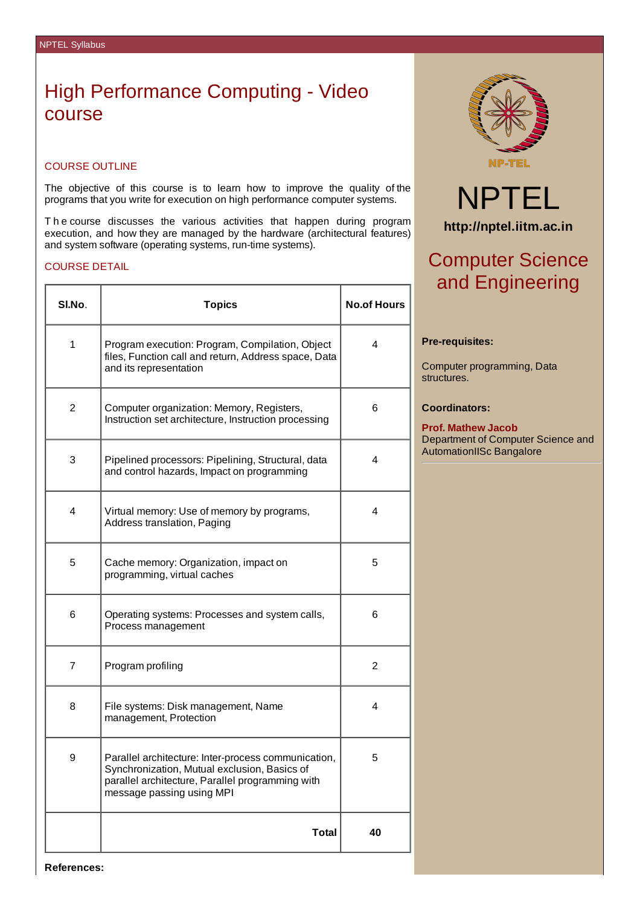# High Performance Computing - Video course

## COURSE OUTLINE

The objective of this course is to learn how to improve the quality of the programs that you write for execution on high performance computer systems.

The course discusses the various activities that happen during program execution, and how they are managed by the hardware (architectural features) and system software (operating systems, run-time systems).

## COURSE DETAIL

| Sl.No. | Topics | No.of Hours |
|---|---|---|
| 1 | Program execution: Program, Compilation, Object files, Function call and return, Address space, Data and its representation | 4 |
| 2 | Computer organization: Memory, Registers, Instruction set architecture, Instruction processing | 6 |
| 3 | Pipelined processors: Pipelining, Structural, data and control hazards, Impact on programming | 4 |
| 4 | Virtual memory: Use of memory by programs, Address translation, Paging | 4 |
| 5 | Cache memory: Organization, impact on programming, virtual caches | 5 |
| 6 | Operating systems: Processes and system calls, Process management | 6 |
| 7 | Program profiling | 2 |
| 8 | File systems: Disk management, Name management, Protection | 4 |
| 9 | Parallel architecture: Inter-process communication, Synchronization, Mutual exclusion, Basics of parallel architecture, Parallel programming with message passing using MPI | 5 |
| | **Total** | **40** |

**References:**

NPTEL

http://nptel.iitm.ac.in

## Computer Science and Engineering

**Pre-requisites:**

Computer programming, Data structures.

**Coordinators:**

**Prof. Mathew Jacob**
Department of Computer Science and AutomationIISc Bangalore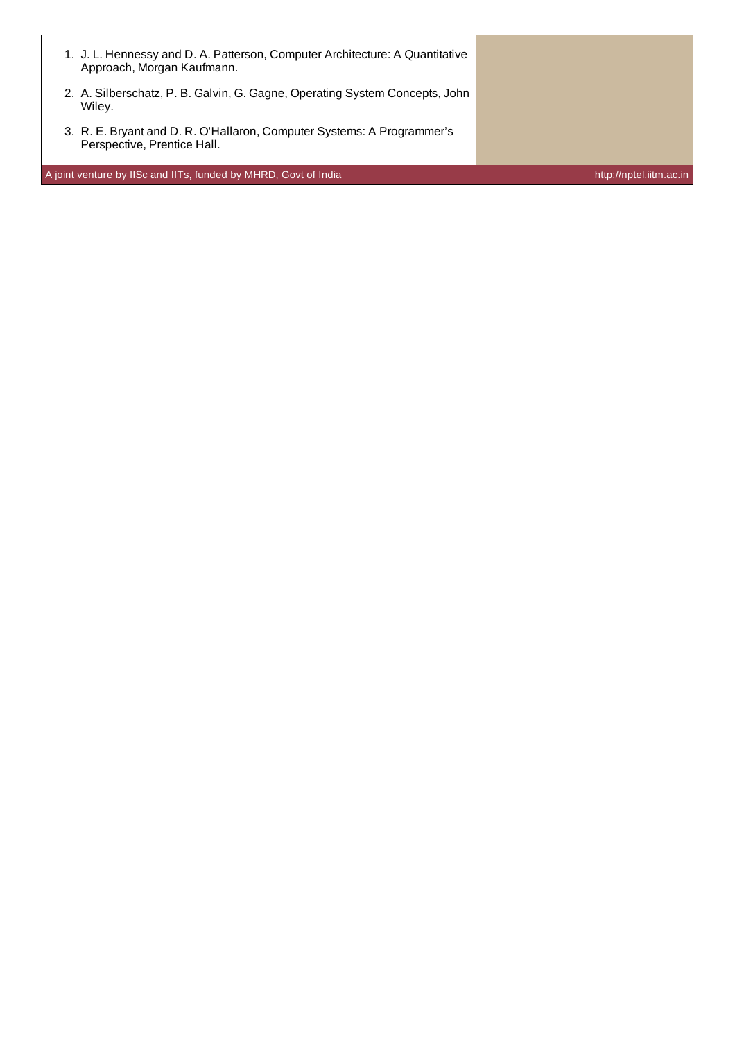1. J. L. Hennessy and D. A. Patterson, Computer Architecture: A Quantitative Approach, Morgan Kaufmann.

2. A. Silberschatz, P. B. Galvin, G. Gagne, Operating System Concepts, John Wiley.

3. R. E. Bryant and D. R. O'Hallaron, Computer Systems: A Programmer's Perspective, Prentice Hall.